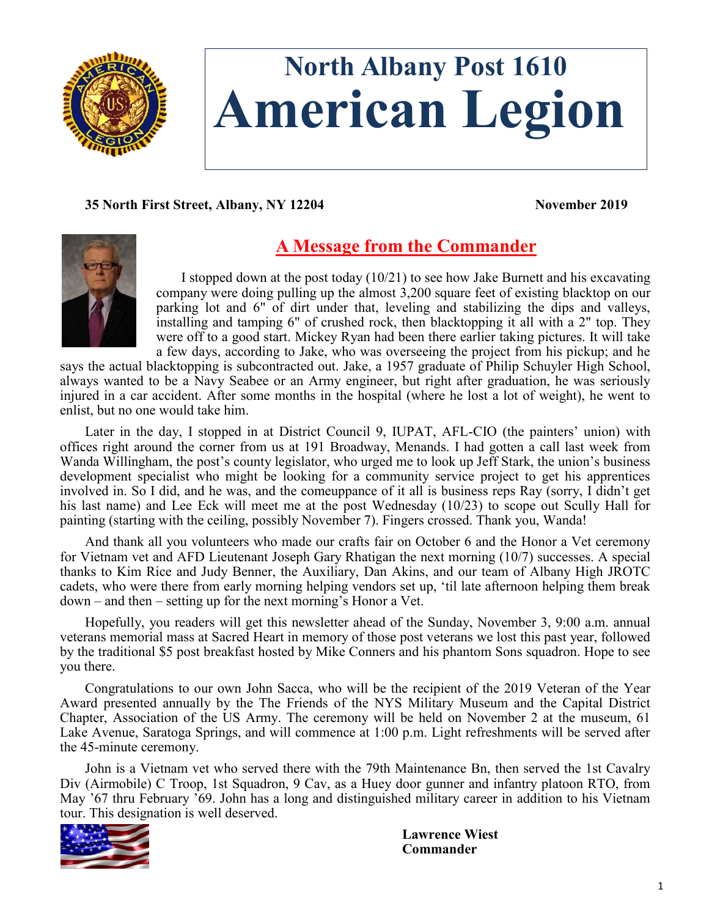# North Albany Post 1610
# American Legion

**35 North First Street, Albany, NY 12204** **November 2019**

## A Message from the Commander

I stopped down at the post today (10/21) to see how Jake Burnett and his excavating company were doing pulling up the almost 3,200 square feet of existing blacktop on our parking lot and 6" of dirt under that, leveling and stabilizing the dips and valleys, installing and tamping 6" of crushed rock, then blacktopping it all with a 2" top. They were off to a good start. Mickey Ryan had been there earlier taking pictures. It will take a few days, according to Jake, who was overseeing the project from his pickup; and he says the actual blacktopping is subcontracted out. Jake, a 1957 graduate of Philip Schuyler High School, always wanted to be a Navy Seabee or an Army engineer, but right after graduation, he was seriously injured in a car accident. After some months in the hospital (where he lost a lot of weight), he went to enlist, but no one would take him.

Later in the day, I stopped in at District Council 9, IUPAT, AFL-CIO (the painters' union) with offices right around the corner from us at 191 Broadway, Menands. I had gotten a call last week from Wanda Willingham, the post's county legislator, who urged me to look up Jeff Stark, the union's business development specialist who might be looking for a community service project to get his apprentices involved in. So I did, and he was, and the comeuppance of it all is business reps Ray (sorry, I didn't get his last name) and Lee Eck will meet me at the post Wednesday (10/23) to scope out Scully Hall for painting (starting with the ceiling, possibly November 7). Fingers crossed. Thank you, Wanda!

And thank all you volunteers who made our crafts fair on October 6 and the Honor a Vet ceremony for Vietnam vet and AFD Lieutenant Joseph Gary Rhatigan the next morning (10/7) successes. A special thanks to Kim Rice and Judy Benner, the Auxiliary, Dan Akins, and our team of Albany High JROTC cadets, who were there from early morning helping vendors set up, 'til late afternoon helping them break down – and then – setting up for the next morning's Honor a Vet.

Hopefully, you readers will get this newsletter ahead of the Sunday, November 3, 9:00 a.m. annual veterans memorial mass at Sacred Heart in memory of those post veterans we lost this past year, followed by the traditional $5 post breakfast hosted by Mike Conners and his phantom Sons squadron. Hope to see you there.

Congratulations to our own John Sacca, who will be the recipient of the 2019 Veteran of the Year Award presented annually by the The Friends of the NYS Military Museum and the Capital District Chapter, Association of the US Army. The ceremony will be held on November 2 at the museum, 61 Lake Avenue, Saratoga Springs, and will commence at 1:00 p.m. Light refreshments will be served after the 45-minute ceremony.

John is a Vietnam vet who served there with the 79th Maintenance Bn, then served the 1st Cavalry Div (Airmobile) C Troop, 1st Squadron, 9 Cav, as a Huey door gunner and infantry platoon RTO, from May '67 thru February '69. John has a long and distinguished military career in addition to his Vietnam tour. This designation is well deserved.

**Lawrence Wiest**
**Commander**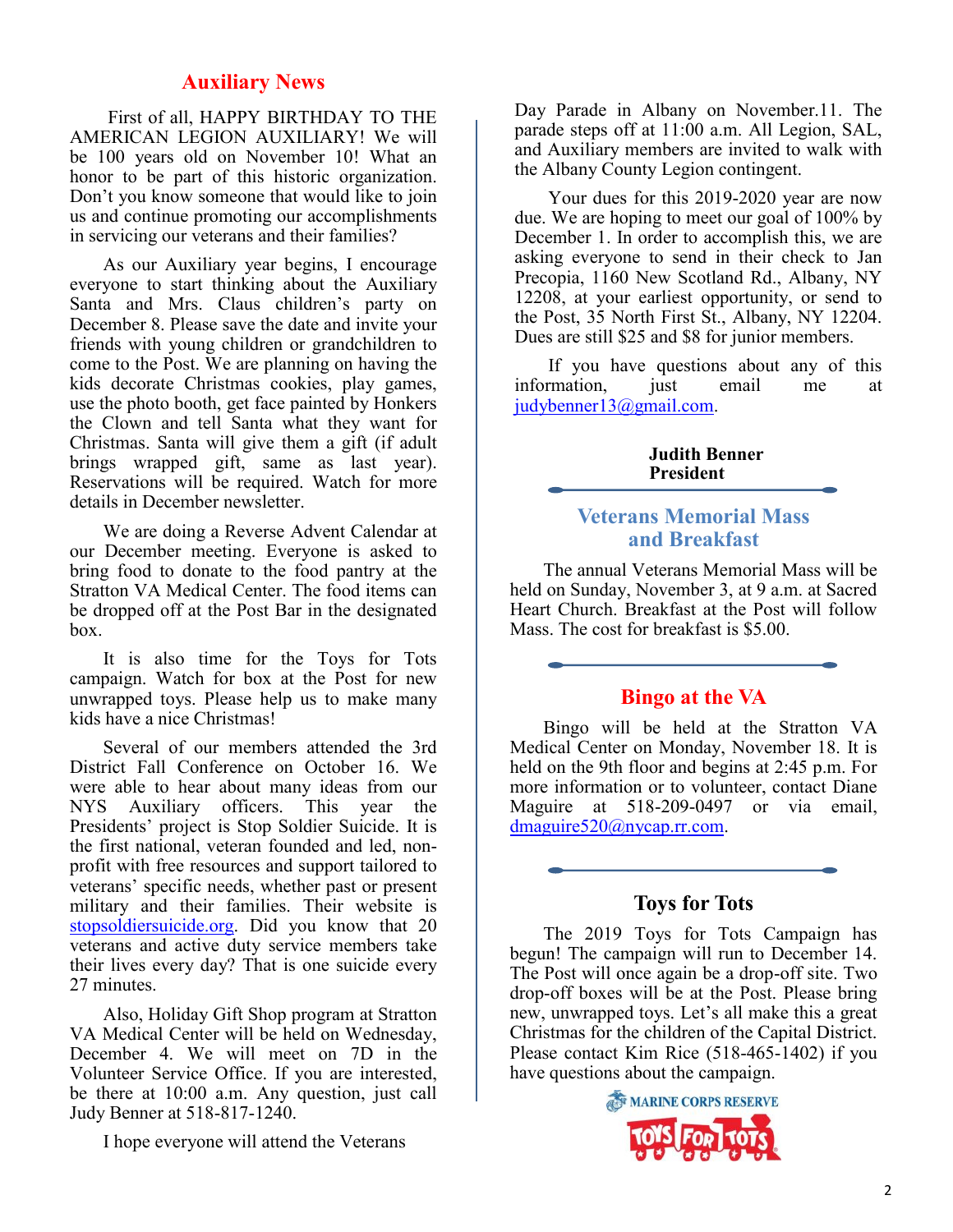## Auxiliary News

First of all, HAPPY BIRTHDAY TO THE AMERICAN LEGION AUXILIARY! We will be 100 years old on November 10! What an honor to be part of this historic organization. Don't you know someone that would like to join us and continue promoting our accomplishments in servicing our veterans and their families?

As our Auxiliary year begins, I encourage everyone to start thinking about the Auxiliary Santa and Mrs. Claus children's party on December 8. Please save the date and invite your friends with young children or grandchildren to come to the Post. We are planning on having the kids decorate Christmas cookies, play games, use the photo booth, get face painted by Honkers the Clown and tell Santa what they want for Christmas. Santa will give them a gift (if adult brings wrapped gift, same as last year). Reservations will be required. Watch for more details in December newsletter.

We are doing a Reverse Advent Calendar at our December meeting. Everyone is asked to bring food to donate to the food pantry at the Stratton VA Medical Center. The food items can be dropped off at the Post Bar in the designated box.

It is also time for the Toys for Tots campaign. Watch for box at the Post for new unwrapped toys. Please help us to make many kids have a nice Christmas!

Several of our members attended the 3rd District Fall Conference on October 16. We were able to hear about many ideas from our NYS Auxiliary officers. This year the Presidents' project is Stop Soldier Suicide. It is the first national, veteran founded and led, non-profit with free resources and support tailored to veterans' specific needs, whether past or present military and their families. Their website is stopsoldiersuicide.org. Did you know that 20 veterans and active duty service members take their lives every day? That is one suicide every 27 minutes.

Also, Holiday Gift Shop program at Stratton VA Medical Center will be held on Wednesday, December 4. We will meet on 7D in the Volunteer Service Office. If you are interested, be there at 10:00 a.m. Any question, just call Judy Benner at 518-817-1240.

I hope everyone will attend the Veterans Day Parade in Albany on November.11. The parade steps off at 11:00 a.m. All Legion, SAL, and Auxiliary members are invited to walk with the Albany County Legion contingent.

Your dues for this 2019-2020 year are now due. We are hoping to meet our goal of 100% by December 1. In order to accomplish this, we are asking everyone to send in their check to Jan Precopia, 1160 New Scotland Rd., Albany, NY 12208, at your earliest opportunity, or send to the Post, 35 North First St., Albany, NY 12204. Dues are still $25 and $8 for junior members.

If you have questions about any of this information, just email me at judybenner13@gmail.com.

**Judith Benner**
**President**

## Veterans Memorial Mass and Breakfast

The annual Veterans Memorial Mass will be held on Sunday, November 3, at 9 a.m. at Sacred Heart Church. Breakfast at the Post will follow Mass. The cost for breakfast is $5.00.

## Bingo at the VA

Bingo will be held at the Stratton VA Medical Center on Monday, November 18. It is held on the 9th floor and begins at 2:45 p.m. For more information or to volunteer, contact Diane Maguire at 518-209-0497 or via email, dmaguire520@nycap.rr.com.

## Toys for Tots

The 2019 Toys for Tots Campaign has begun! The campaign will run to December 14. The Post will once again be a drop-off site. Two drop-off boxes will be at the Post. Please bring new, unwrapped toys. Let's all make this a great Christmas for the children of the Capital District. Please contact Kim Rice (518-465-1402) if you have questions about the campaign.

MARINE CORPS RESERVE
TOYS FOR TOTS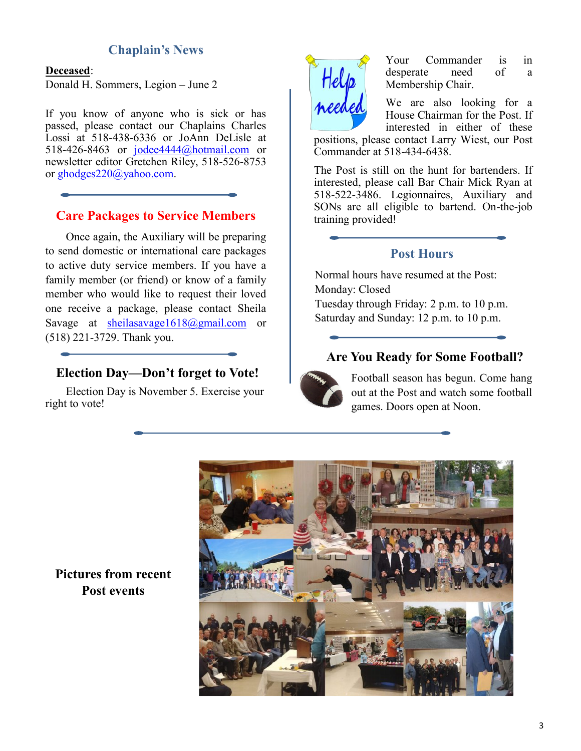## Chaplain's News

**Deceased**:
Donald H. Sommers, Legion – June 2

If you know of anyone who is sick or has passed, please contact our Chaplains Charles Lossi at 518-438-6336 or JoAnn DeLisle at 518-426-8463 or jodee4444@hotmail.com or newsletter editor Gretchen Riley, 518-526-8753 or ghodges220@yahoo.com.

## Care Packages to Service Members

Once again, the Auxiliary will be preparing to send domestic or international care packages to active duty service members. If you have a family member (or friend) or know of a family member who would like to request their loved one receive a package, please contact Sheila Savage at sheilasavage1618@gmail.com or (518) 221-3729. Thank you.

## Election Day—Don't forget to Vote!

Election Day is November 5. Exercise your right to vote!

Your Commander is in desperate need of a Membership Chair.

We are also looking for a House Chairman for the Post. If interested in either of these positions, please contact Larry Wiest, our Post Commander at 518-434-6438.

The Post is still on the hunt for bartenders. If interested, please call Bar Chair Mick Ryan at 518-522-3486. Legionnaires, Auxiliary and SONs are all eligible to bartend. On-the-job training provided!

## Post Hours

Normal hours have resumed at the Post:
Monday: Closed
Tuesday through Friday: 2 p.m. to 10 p.m.
Saturday and Sunday: 12 p.m. to 10 p.m.

## Are You Ready for Some Football?

Football season has begun. Come hang out at the Post and watch some football games. Doors open at Noon.

**Pictures from recent Post events**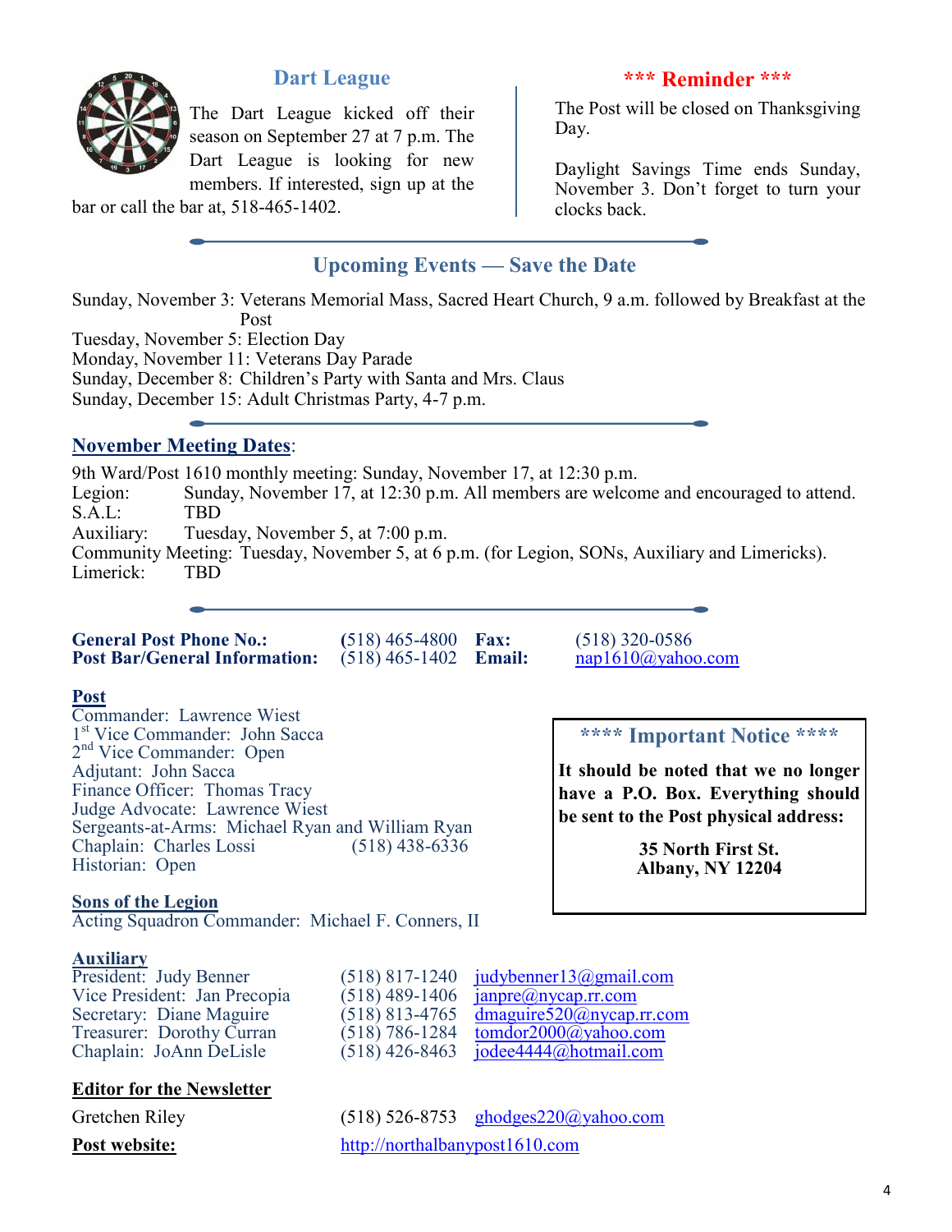## Dart League

The Dart League kicked off their season on September 27 at 7 p.m. The Dart League is looking for new members. If interested, sign up at the bar or call the bar at, 518-465-1402.

## \*\*\* Reminder \*\*\*

The Post will be closed on Thanksgiving Day.

Daylight Savings Time ends Sunday, November 3. Don't forget to turn your clocks back.

## Upcoming Events — Save the Date

Sunday, November 3: Veterans Memorial Mass, Sacred Heart Church, 9 a.m. followed by Breakfast at the Post
Tuesday, November 5: Election Day
Monday, November 11: Veterans Day Parade
Sunday, December 8: Children's Party with Santa and Mrs. Claus
Sunday, December 15: Adult Christmas Party, 4-7 p.m.

## November Meeting Dates:

9th Ward/Post 1610 monthly meeting: Sunday, November 17, at 12:30 p.m.
Legion: Sunday, November 17, at 12:30 p.m. All members are welcome and encouraged to attend.
S.A.L: TBD
Auxiliary: Tuesday, November 5, at 7:00 p.m.
Community Meeting: Tuesday, November 5, at 6 p.m. (for Legion, SONs, Auxiliary and Limericks).
Limerick: TBD

| | | | |
|---|---|---|---|
| **General Post Phone No.:** | (518) 465-4800 | **Fax:** | (518) 320-0586 |
| **Post Bar/General Information:** | (518) 465-1402 | **Email:** | nap1610@yahoo.com |

### Post

Commander: Lawrence Wiest
1st Vice Commander: John Sacca
2nd Vice Commander: Open
Adjutant: John Sacca
Finance Officer: Thomas Tracy
Judge Advocate: Lawrence Wiest
Sergeants-at-Arms: Michael Ryan and William Ryan
Chaplain: Charles Lossi (518) 438-6336
Historian: Open

### \*\*\*\* Important Notice \*\*\*\*

**It should be noted that we no longer have a P.O. Box. Everything should be sent to the Post physical address:**

**35 North First St.**
**Albany, NY 12204**

### Sons of the Legion

Acting Squadron Commander: Michael F. Conners, II

### Auxiliary

| | | |
|---|---|---|
| President: Judy Benner | (518) 817-1240 | judybenner13@gmail.com |
| Vice President: Jan Precopia | (518) 489-1406 | janpre@nycap.rr.com |
| Secretary: Diane Maguire | (518) 813-4765 | dmaguire520@nycap.rr.com |
| Treasurer: Dorothy Curran | (518) 786-1284 | tomdor2000@yahoo.com |
| Chaplain: JoAnn DeLisle | (518) 426-8463 | jodee4444@hotmail.com |

### Editor for the Newsletter

Gretchen Riley (518) 526-8753 ghodges220@yahoo.com

**Post website:** http://northalbanypost1610.com